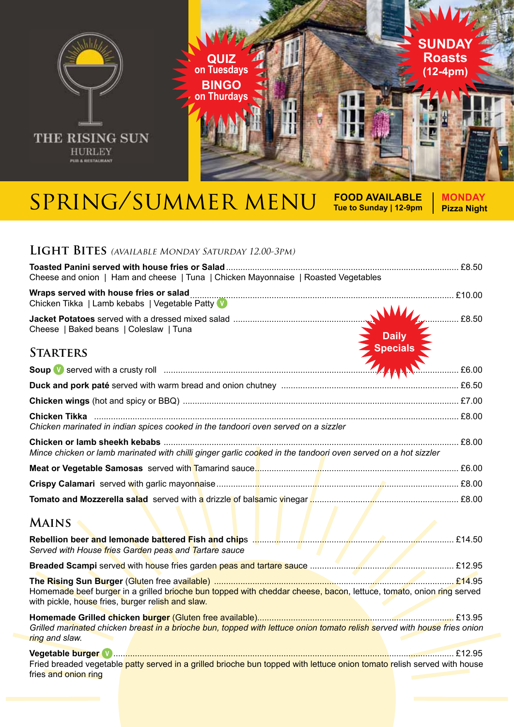THE RISING SUN
HURLEY
PUB & RESTAURANT

**QUIZ** on Tuesdays
**BINGO** on Thurdays

**SUNDAY Roasts (12-4pm)**

# SPRING/SUMMER MENU

**FOOD AVAILABLE**
Tue to Sunday | 12-9pm

**MONDAY**
Pizza Night

## LIGHT BITES *(AVAILABLE MONDAY SATURDAY 12.00-3PM)*

**Toasted Panini served with house fries or Salad** ........ £8.50
Cheese and onion | Ham and cheese | Tuna | Chicken Mayonnaise | Roasted Vegetables

**Wraps served with house fries or salad** ........ £10.00
Chicken Tikka | Lamb kebabs | Vegetable Patty (V)

**Jacket Potatoes** served with a dressed mixed salad ........ £8.50
Cheese | Baked beans | Coleslaw | Tuna

**Daily Specials**

## STARTERS

**Soup** (V) served with a crusty roll ........ £6.00

**Duck and pork paté** served with warm bread and onion chutney ........ £6.50

**Chicken wings** (hot and spicy or BBQ) ........ £7.00

**Chicken Tikka** ........ £8.00
*Chicken marinated in indian spices cooked in the tandoori oven served on a sizzler*

**Chicken or lamb sheekh kebabs** ........ £8.00
*Mince chicken or lamb marinated with chilli ginger garlic cooked in the tandoori oven served on a hot sizzler*

**Meat or Vegetable Samosas** served with Tamarind sauce ........ £6.00

**Crispy Calamari** served with garlic mayonnaise ........ £8.00

**Tomato and Mozzerella salad** served with a drizzle of balsamic vinegar ........ £8.00

## MAINS

**Rebellion beer and lemonade battered Fish and chips** ........ £14.50
*Served with House fries Garden peas and Tartare sauce*

**Breaded Scampi** served with house fries garden peas and tartare sauce ........ £12.95

**The Rising Sun Burger** (Gluten free available) ........ £14.95
Homemade beef burger in a grilled brioche bun topped with cheddar cheese, bacon, lettuce, tomato, onion ring served with pickle, house fries, burger relish and slaw.

**Homemade Grilled chicken burger** (Gluten free available) ........ £13.95
*Grilled marinated chicken breast in a brioche bun, topped with lettuce onion tomato relish served with house fries onion ring and slaw.*

**Vegetable burger** (V) ........ £12.95
Fried breaded vegetable patty served in a grilled brioche bun topped with lettuce onion tomato relish served with house fries and onion ring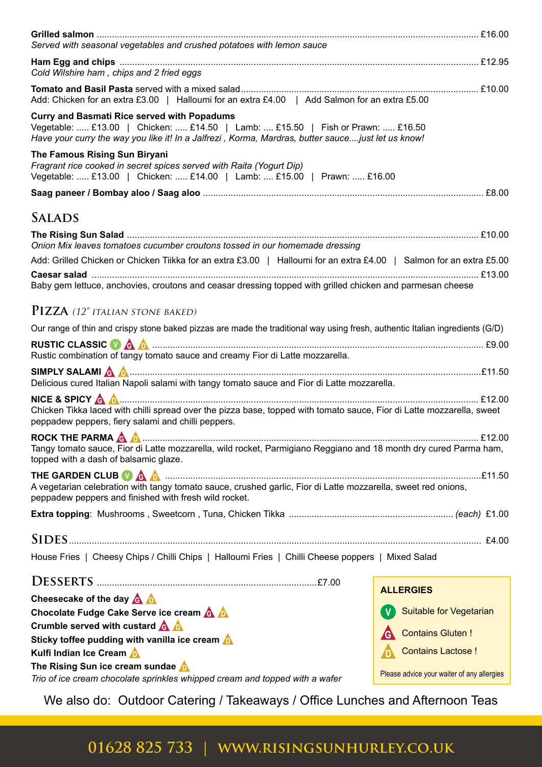**Grilled salmon** .......... £16.00
*Served with seasonal vegetables and crushed potatoes with lemon sauce*

**Ham Egg and chips** .......... £12.95
*Cold Wilshire ham , chips and 2 fried eggs*

**Tomato and Basil Pasta** served with a mixed salad .......... £10.00
Add: Chicken for an extra £3.00 | Halloumi for an extra £4.00 | Add Salmon for an extra £5.00

**Curry and Basmati Rice served with Popadums**
Vegetable: ..... £13.00 | Chicken: ..... £14.50 | Lamb: .... £15.50 | Fish or Prawn: ..... £16.50
*Have your curry the way you like it! In a Jalfrezi , Korma, Mardras, butter sauce....just let us know!*

**The Famous Rising Sun Biryani**
*Fragrant rice cooked in secret spices served with Raita (Yogurt Dip)*
Vegetable: ..... £13.00 | Chicken: ..... £14.00 | Lamb: .... £15.00 | Prawn: ..... £16.00

**Saag paneer / Bombay aloo / Saag aloo** .......... £8.00

## Salads

**The Rising Sun Salad** .......... £10.00
*Onion Mix leaves tomatoes cucumber croutons tossed in our homemade dressing*

Add: Grilled Chicken or Chicken Tiikka for an extra £3.00 | Halloumi for an extra £4.00 | Salmon for an extra £5.00

**Caesar salad** .......... £13.00
Baby gem lettuce, anchovies, croutons and ceasar dressing topped with grilled chicken and parmesan cheese

## Pizza *(12" Italian Stone Baked)*

Our range of thin and crispy stone baked pizzas are made the traditional way using fresh, authentic Italian ingredients (G/D)

**RUSTIC CLASSIC** (V) (G) (D) .......... £9.00
Rustic combination of tangy tomato sauce and creamy Fior di Latte mozzarella.

**SIMPLY SALAMI** (G) (D) .......... £11.50
Delicious cured Italian Napoli salami with tangy tomato sauce and Fior di Latte mozzarella.

**NICE & SPICY** (G) (D) .......... £12.00
Chicken Tikka laced with chilli spread over the pizza base, topped with tomato sauce, Fior di Latte mozzarella, sweet peppadew peppers, fiery salami and chilli peppers.

**ROCK THE PARMA** (G) (D) .......... £12.00
Tangy tomato sauce, Fior di Latte mozzarella, wild rocket, Parmigiano Reggiano and 18 month dry cured Parma ham, topped with a dash of balsamic glaze.

**THE GARDEN CLUB** (V) (G) (D) .......... £11.50
A vegetarian celebration with tangy tomato sauce, crushed garlic, Fior di Latte mozzarella, sweet red onions, peppadew peppers and finished with fresh wild rocket.

**Extra topping**: Mushrooms , Sweetcorn , Tuna, Chicken Tikka .......... *(each)* £1.00

## Sides .......... £4.00

House Fries | Cheesy Chips / Chilli Chips | Halloumi Fries | Chilli Cheese poppers | Mixed Salad

## Desserts .......... £7.00

**Cheesecake of the day** (G) (D)
**Chocolate Fudge Cake Serve ice cream** (G) (D)
**Crumble served with custard** (G) (D)
**Sticky toffee pudding with vanilla ice cream** (D)
**Kulfi Indian Ice Cream** (D)
**The Rising Sun ice cream sundae** (D)
*Trio of ice cream chocolate sprinkles whipped cream and topped with a wafer*

**ALLERGIES**

(V) Suitable for Vegetarian
(G) Contains Gluten !
(D) Contains Lactose !

Please advice your waiter of any allergies

We also do: Outdoor Catering / Takeaways / Office Lunches and Afternoon Teas

01628 825 733 | WWW.RISINGSUNHURLEY.CO.UK